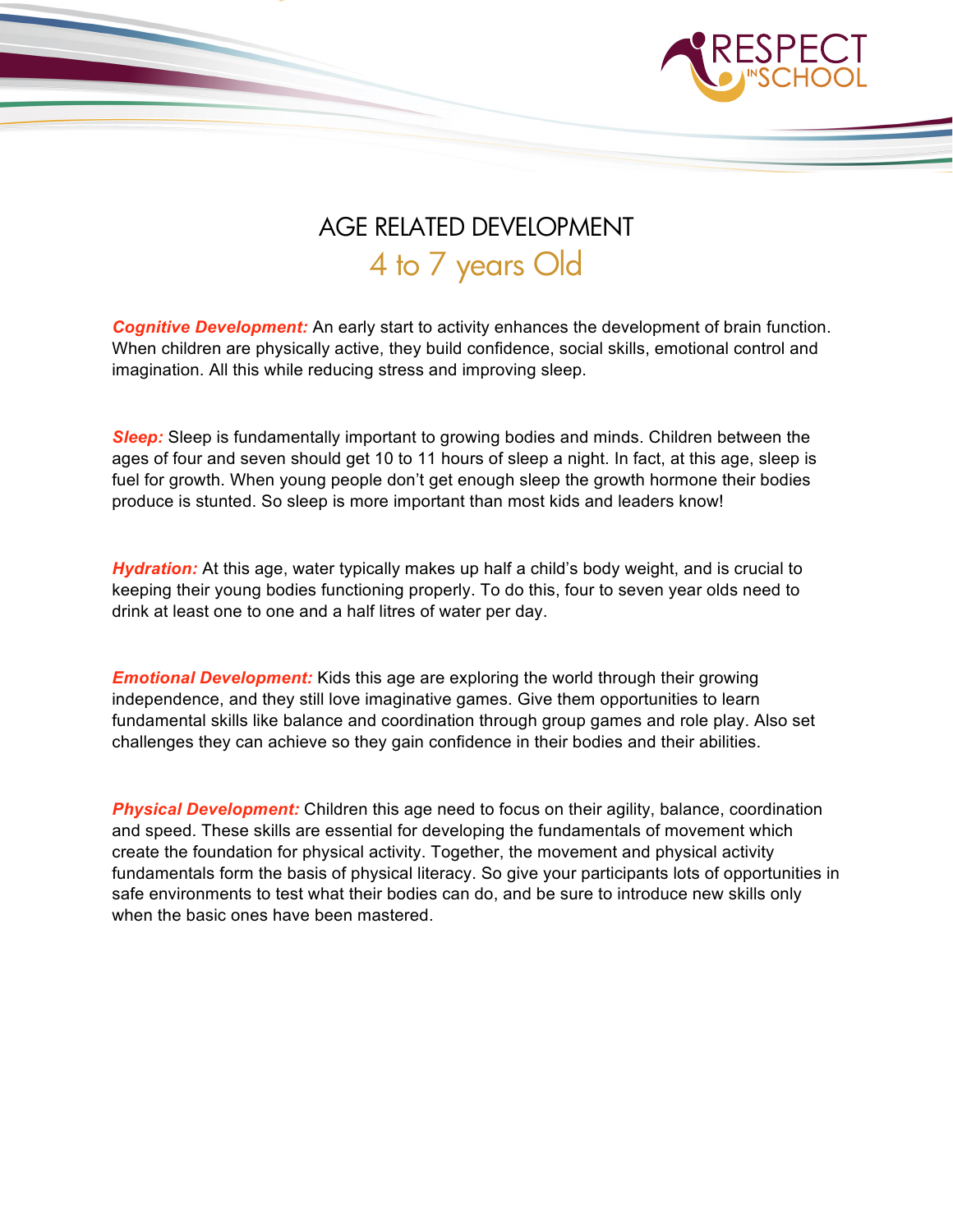# AGE RELATED DEVELOPMENT

## 4 to 7 years Old

***Cognitive Development:*** An early start to activity enhances the development of brain function. When children are physically active, they build confidence, social skills, emotional control and imagination. All this while reducing stress and improving sleep.

***Sleep:*** Sleep is fundamentally important to growing bodies and minds. Children between the ages of four and seven should get 10 to 11 hours of sleep a night. In fact, at this age, sleep is fuel for growth. When young people don't get enough sleep the growth hormone their bodies produce is stunted. So sleep is more important than most kids and leaders know!

***Hydration:*** At this age, water typically makes up half a child's body weight, and is crucial to keeping their young bodies functioning properly. To do this, four to seven year olds need to drink at least one to one and a half litres of water per day.

***Emotional Development:*** Kids this age are exploring the world through their growing independence, and they still love imaginative games. Give them opportunities to learn fundamental skills like balance and coordination through group games and role play. Also set challenges they can achieve so they gain confidence in their bodies and their abilities.

***Physical Development:*** Children this age need to focus on their agility, balance, coordination and speed. These skills are essential for developing the fundamentals of movement which create the foundation for physical activity. Together, the movement and physical activity fundamentals form the basis of physical literacy. So give your participants lots of opportunities in safe environments to test what their bodies can do, and be sure to introduce new skills only when the basic ones have been mastered.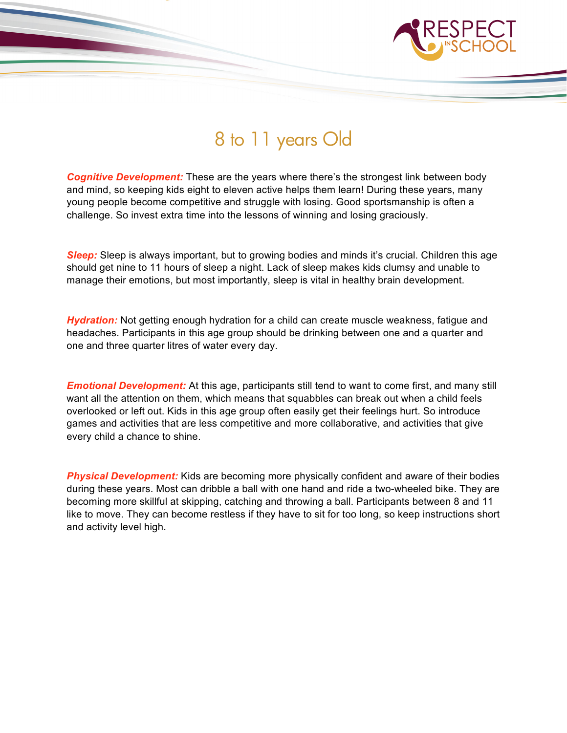# 8 to 11 years Old

***Cognitive Development:*** These are the years where there's the strongest link between body and mind, so keeping kids eight to eleven active helps them learn! During these years, many young people become competitive and struggle with losing. Good sportsmanship is often a challenge. So invest extra time into the lessons of winning and losing graciously.

***Sleep:*** Sleep is always important, but to growing bodies and minds it's crucial. Children this age should get nine to 11 hours of sleep a night. Lack of sleep makes kids clumsy and unable to manage their emotions, but most importantly, sleep is vital in healthy brain development.

***Hydration:*** Not getting enough hydration for a child can create muscle weakness, fatigue and headaches. Participants in this age group should be drinking between one and a quarter and one and three quarter litres of water every day.

***Emotional Development:*** At this age, participants still tend to want to come first, and many still want all the attention on them, which means that squabbles can break out when a child feels overlooked or left out. Kids in this age group often easily get their feelings hurt. So introduce games and activities that are less competitive and more collaborative, and activities that give every child a chance to shine.

***Physical Development:*** Kids are becoming more physically confident and aware of their bodies during these years. Most can dribble a ball with one hand and ride a two-wheeled bike. They are becoming more skillful at skipping, catching and throwing a ball. Participants between 8 and 11 like to move. They can become restless if they have to sit for too long, so keep instructions short and activity level high.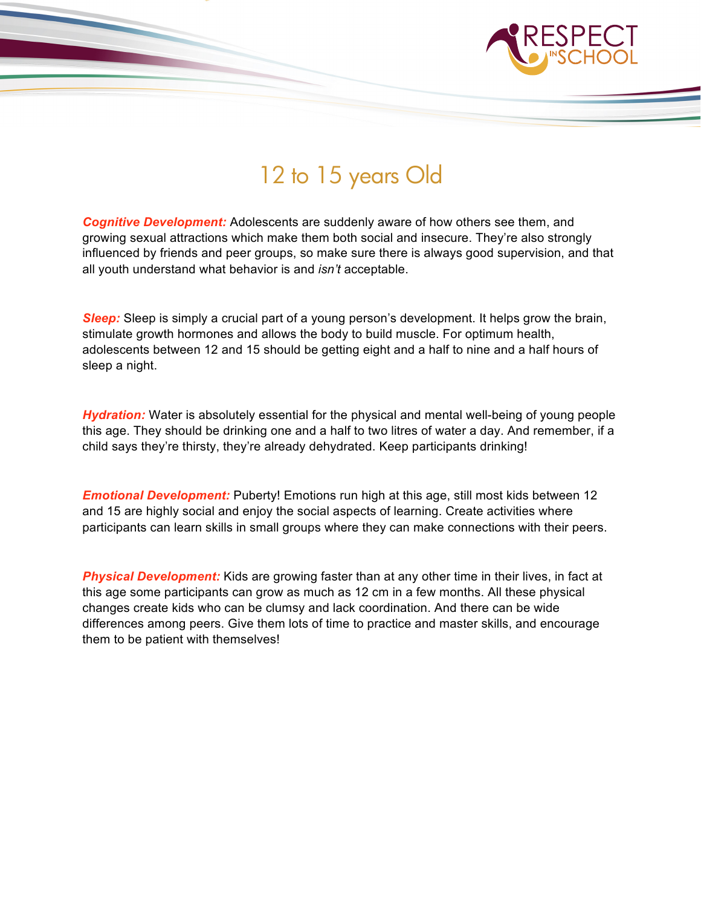# 12 to 15 years Old

***Cognitive Development:*** Adolescents are suddenly aware of how others see them, and growing sexual attractions which make them both social and insecure. They're also strongly influenced by friends and peer groups, so make sure there is always good supervision, and that all youth understand what behavior is and *isn't* acceptable.

***Sleep:*** Sleep is simply a crucial part of a young person's development. It helps grow the brain, stimulate growth hormones and allows the body to build muscle. For optimum health, adolescents between 12 and 15 should be getting eight and a half to nine and a half hours of sleep a night.

***Hydration:*** Water is absolutely essential for the physical and mental well-being of young people this age. They should be drinking one and a half to two litres of water a day. And remember, if a child says they're thirsty, they're already dehydrated. Keep participants drinking!

***Emotional Development:*** Puberty! Emotions run high at this age, still most kids between 12 and 15 are highly social and enjoy the social aspects of learning. Create activities where participants can learn skills in small groups where they can make connections with their peers.

***Physical Development:*** Kids are growing faster than at any other time in their lives, in fact at this age some participants can grow as much as 12 cm in a few months. All these physical changes create kids who can be clumsy and lack coordination. And there can be wide differences among peers. Give them lots of time to practice and master skills, and encourage them to be patient with themselves!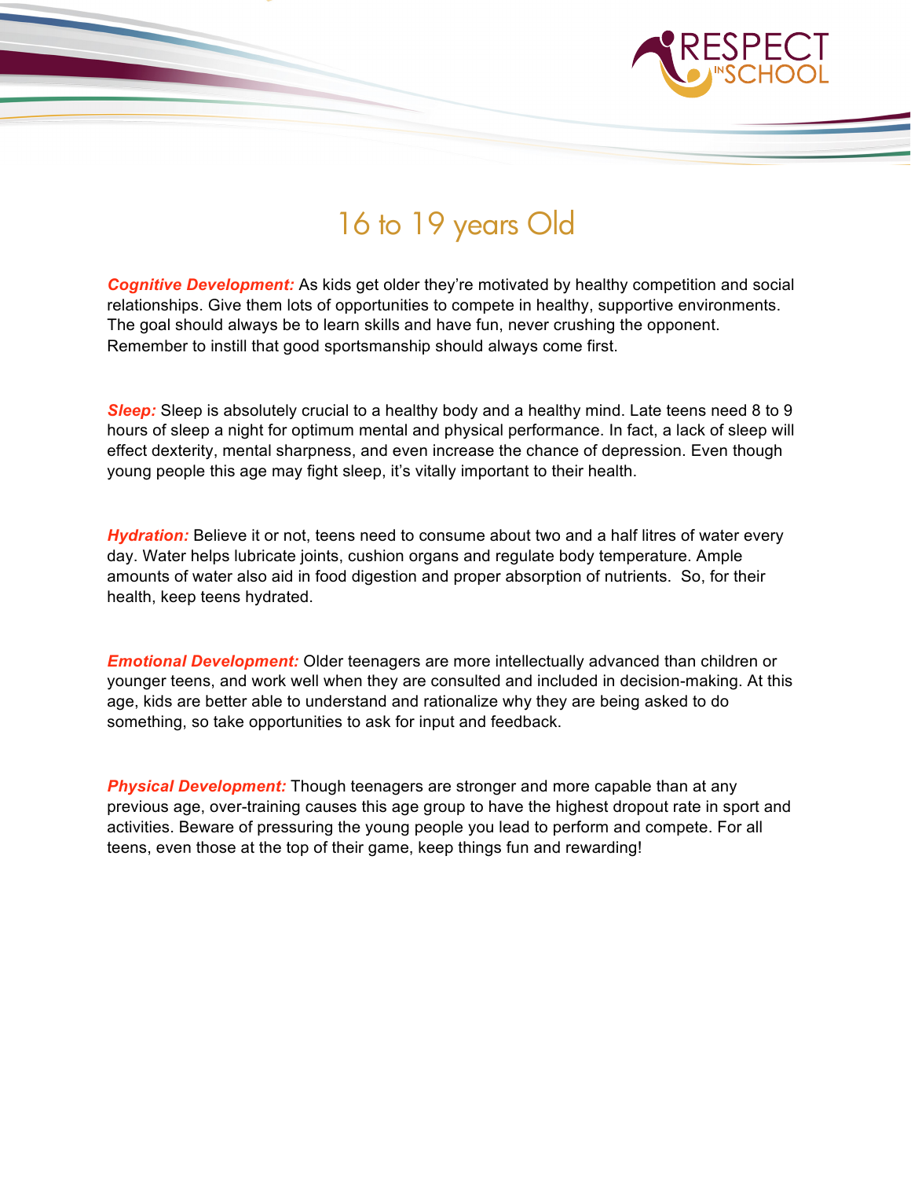# 16 to 19 years Old

***Cognitive Development:*** As kids get older they're motivated by healthy competition and social relationships. Give them lots of opportunities to compete in healthy, supportive environments. The goal should always be to learn skills and have fun, never crushing the opponent. Remember to instill that good sportsmanship should always come first.

***Sleep:*** Sleep is absolutely crucial to a healthy body and a healthy mind. Late teens need 8 to 9 hours of sleep a night for optimum mental and physical performance. In fact, a lack of sleep will effect dexterity, mental sharpness, and even increase the chance of depression. Even though young people this age may fight sleep, it's vitally important to their health.

***Hydration:*** Believe it or not, teens need to consume about two and a half litres of water every day. Water helps lubricate joints, cushion organs and regulate body temperature. Ample amounts of water also aid in food digestion and proper absorption of nutrients. So, for their health, keep teens hydrated.

***Emotional Development:*** Older teenagers are more intellectually advanced than children or younger teens, and work well when they are consulted and included in decision-making. At this age, kids are better able to understand and rationalize why they are being asked to do something, so take opportunities to ask for input and feedback.

***Physical Development:*** Though teenagers are stronger and more capable than at any previous age, over-training causes this age group to have the highest dropout rate in sport and activities. Beware of pressuring the young people you lead to perform and compete. For all teens, even those at the top of their game, keep things fun and rewarding!